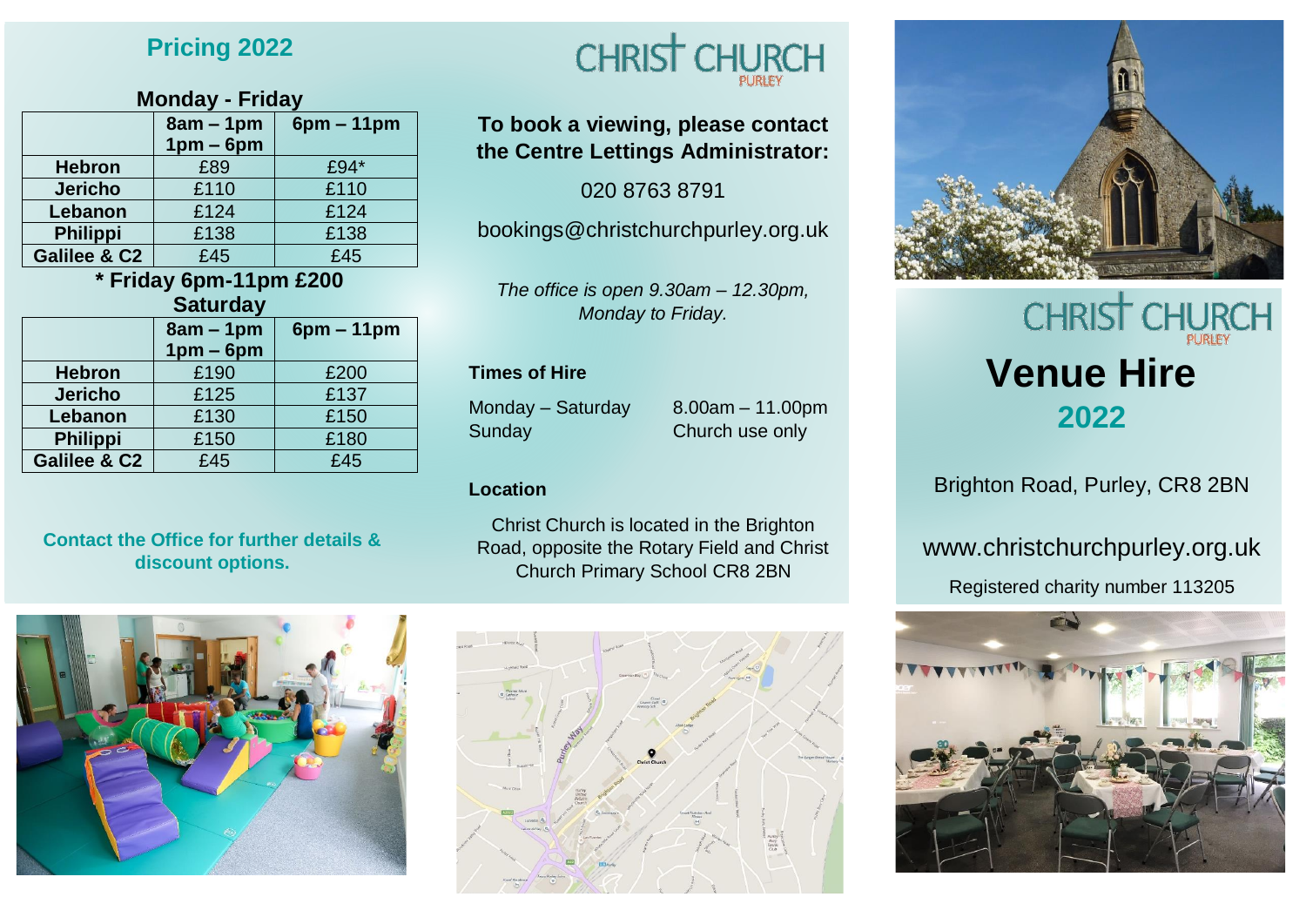## Pricing 2022

**Monday - Friday**

| | 8am – 1pm 1pm – 6pm | 6pm – 11pm |
|---|---|---|
| **Hebron** | £89 | £94* |
| **Jericho** | £110 | £110 |
| **Lebanon** | £124 | £124 |
| **Philippi** | £138 | £138 |
| **Galilee & C2** | £45 | £45 |

**\* Friday 6pm-11pm £200**

**Saturday**

| | 8am – 1pm 1pm – 6pm | 6pm – 11pm |
|---|---|---|
| **Hebron** | £190 | £200 |
| **Jericho** | £125 | £137 |
| **Lebanon** | £130 | £150 |
| **Philippi** | £150 | £180 |
| **Galilee & C2** | £45 | £45 |

**Contact the Office for further details & discount options.**

CHRIST CHURCH PURLEY

**To book a viewing, please contact the Centre Lettings Administrator:**

020 8763 8791

bookings@christchurchpurley.org.uk

*The office is open 9.30am – 12.30pm, Monday to Friday.*

**Times of Hire**

| | |
|---|---|
| Monday – Saturday | 8.00am – 11.00pm |
| Sunday | Church use only |

**Location**

Christ Church is located in the Brighton Road, opposite the Rotary Field and Christ Church Primary School CR8 2BN

CHRIST CHURCH PURLEY

# Venue Hire

## 2022

Brighton Road, Purley, CR8 2BN

www.christchurchpurley.org.uk

Registered charity number 113205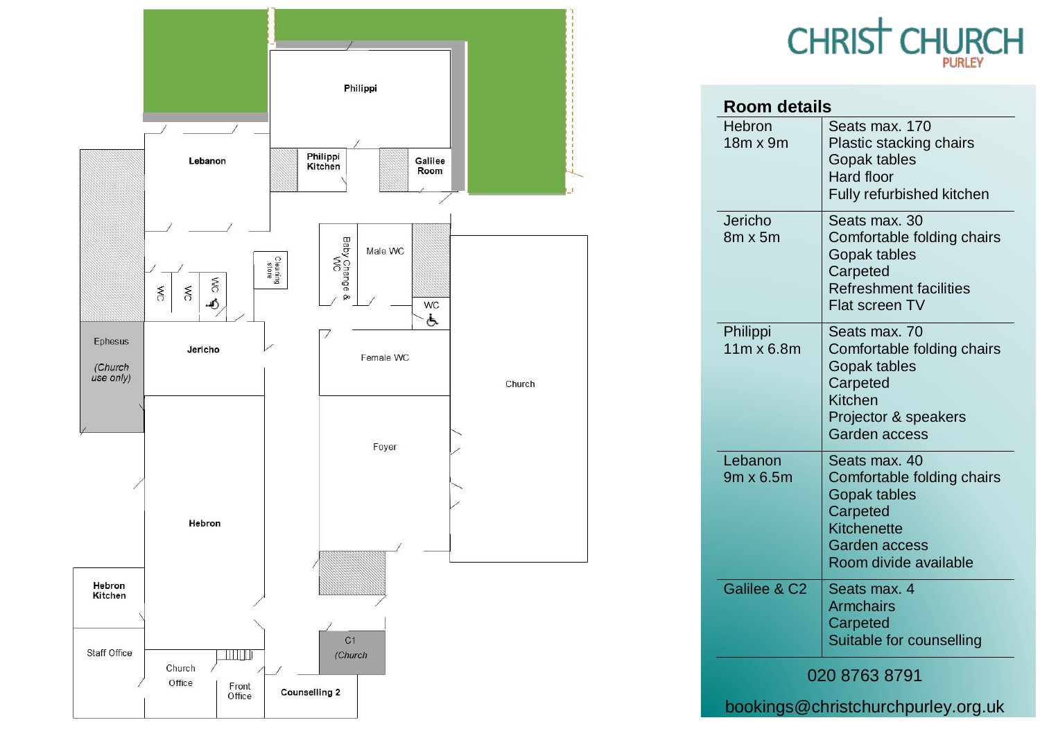Philippi

Lebanon

Philippi Kitchen

Galilee Room

Cleaning store

Baby Change & WC

Male WC

WC

WC

WC

WC

Ephesus

*(Church use only)*

Jericho

Female WC

Church

Foyer

Hebron

Hebron Kitchen

Staff Office

Church Office

Front Office

Counselling 2

C1

*(Church*

# CHRIST CHURCH PURLEY

## Room details

| | |
|---|---|
| Hebron<br>18m x 9m | Seats max. 170<br>Plastic stacking chairs<br>Gopak tables<br>Hard floor<br>Fully refurbished kitchen |
| Jericho<br>8m x 5m | Seats max. 30<br>Comfortable folding chairs<br>Gopak tables<br>Carpeted<br>Refreshment facilities<br>Flat screen TV |
| Philippi<br>11m x 6.8m | Seats max. 70<br>Comfortable folding chairs<br>Gopak tables<br>Carpeted<br>Kitchen<br>Projector & speakers<br>Garden access |
| Lebanon<br>9m x 6.5m | Seats max. 40<br>Comfortable folding chairs<br>Gopak tables<br>Carpeted<br>Kitchenette<br>Garden access<br>Room divide available |
| Galilee & C2 | Seats max. 4<br>Armchairs<br>Carpeted<br>Suitable for counselling |

020 8763 8791

bookings@christchurchpurley.org.uk